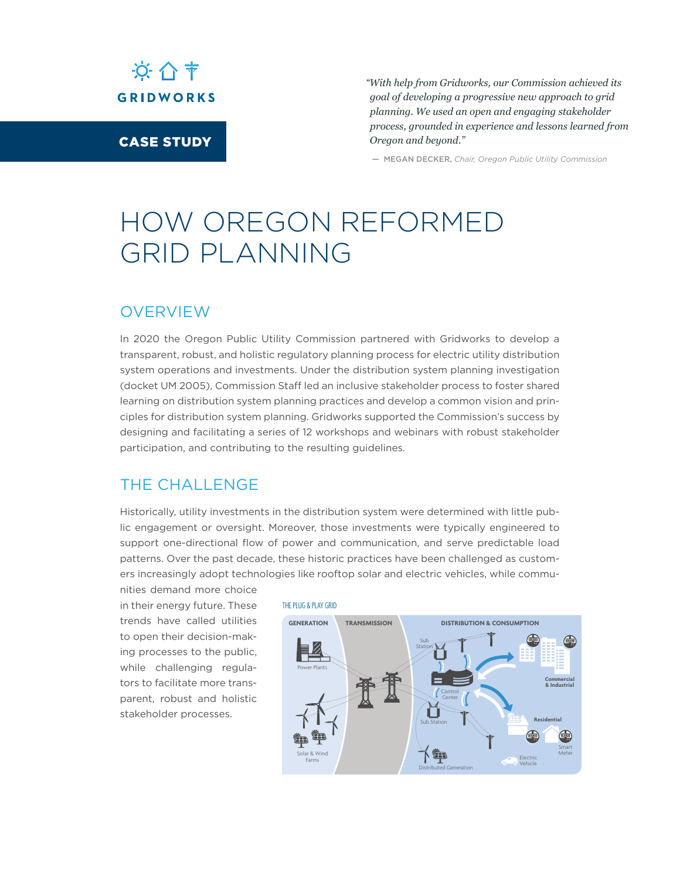GRIDWORKS

**CASE STUDY**

> *"With help from Gridworks, our Commission achieved its goal of developing a progressive new approach to grid planning. We used an open and engaging stakeholder process, grounded in experience and lessons learned from Oregon and beyond."*
>
> — MEGAN DECKER, *Chair, Oregon Public Utility Commission*

# HOW OREGON REFORMED GRID PLANNING

## OVERVIEW

In 2020 the Oregon Public Utility Commission partnered with Gridworks to develop a transparent, robust, and holistic regulatory planning process for electric utility distribution system operations and investments. Under the distribution system planning investigation (docket UM 2005), Commission Staff led an inclusive stakeholder process to foster shared learning on distribution system planning practices and develop a common vision and principles for distribution system planning. Gridworks supported the Commission's success by designing and facilitating a series of 12 workshops and webinars with robust stakeholder participation, and contributing to the resulting guidelines.

## THE CHALLENGE

Historically, utility investments in the distribution system were determined with little public engagement or oversight. Moreover, those investments were typically engineered to support one-directional flow of power and communication, and serve predictable load patterns. Over the past decade, these historic practices have been challenged as customers increasingly adopt technologies like rooftop solar and electric vehicles, while communities demand more choice in their energy future. These trends have called utilities to open their decision-making processes to the public, while challenging regulators to facilitate more transparent, robust and holistic stakeholder processes.

THE PLUG & PLAY GRID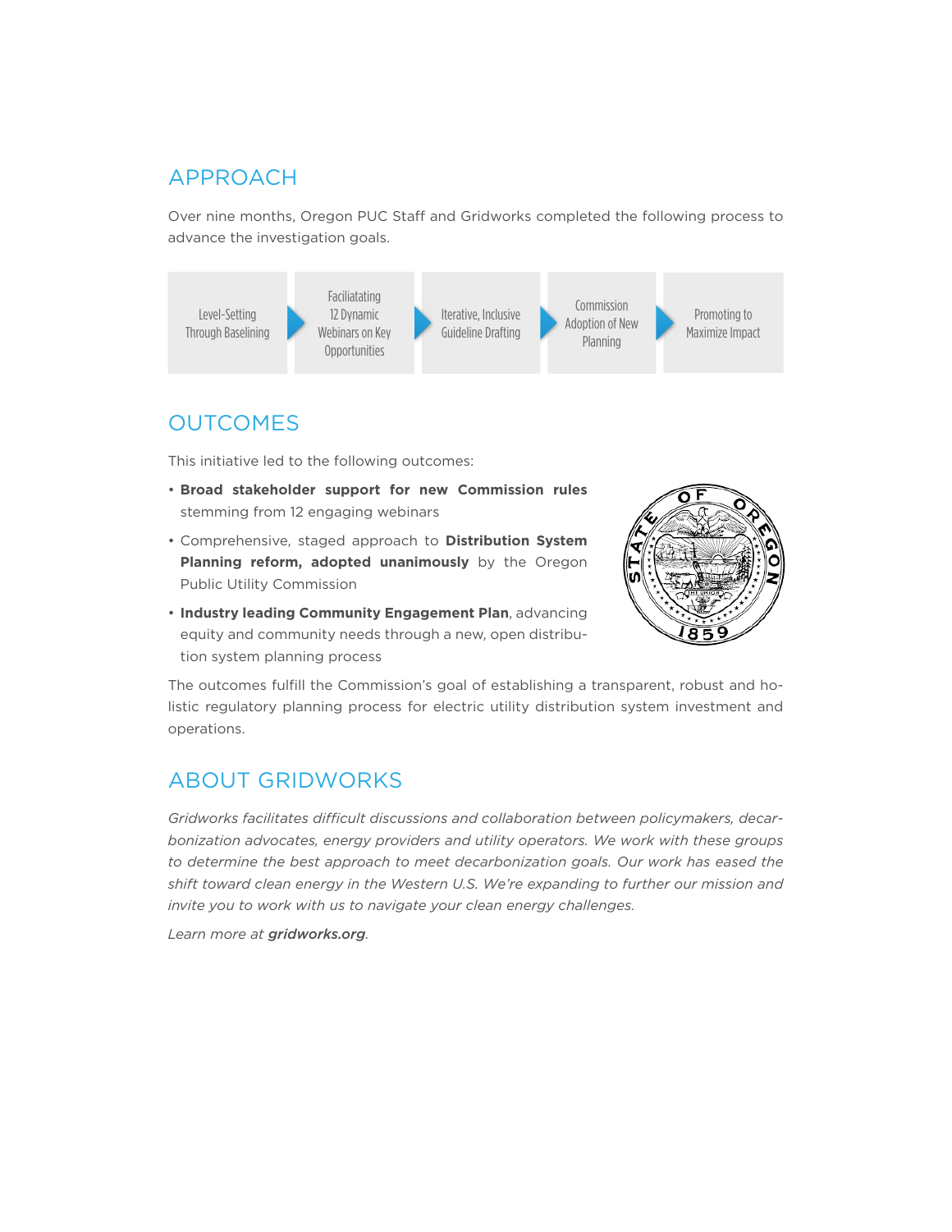## APPROACH

Over nine months, Oregon PUC Staff and Gridworks completed the following process to advance the investigation goals.

Level-Setting Through Baselining

Faciliatating 12 Dynamic Webinars on Key Opportunities

Iterative, Inclusive Guideline Drafting

Commission Adoption of New Planning

Promoting to Maximize Impact

## OUTCOMES

This initiative led to the following outcomes:

- **Broad stakeholder support for new Commission rules** stemming from 12 engaging webinars
- Comprehensive, staged approach to **Distribution System Planning reform, adopted unanimously** by the Oregon Public Utility Commission
- **Industry leading Community Engagement Plan**, advancing equity and community needs through a new, open distribution system planning process

The outcomes fulfill the Commission's goal of establishing a transparent, robust and holistic regulatory planning process for electric utility distribution system investment and operations.

## ABOUT GRIDWORKS

*Gridworks facilitates difficult discussions and collaboration between policymakers, decarbonization advocates, energy providers and utility operators. We work with these groups to determine the best approach to meet decarbonization goals. Our work has eased the shift toward clean energy in the Western U.S. We're expanding to further our mission and invite you to work with us to navigate your clean energy challenges.*

*Learn more at* ***gridworks.org****.*